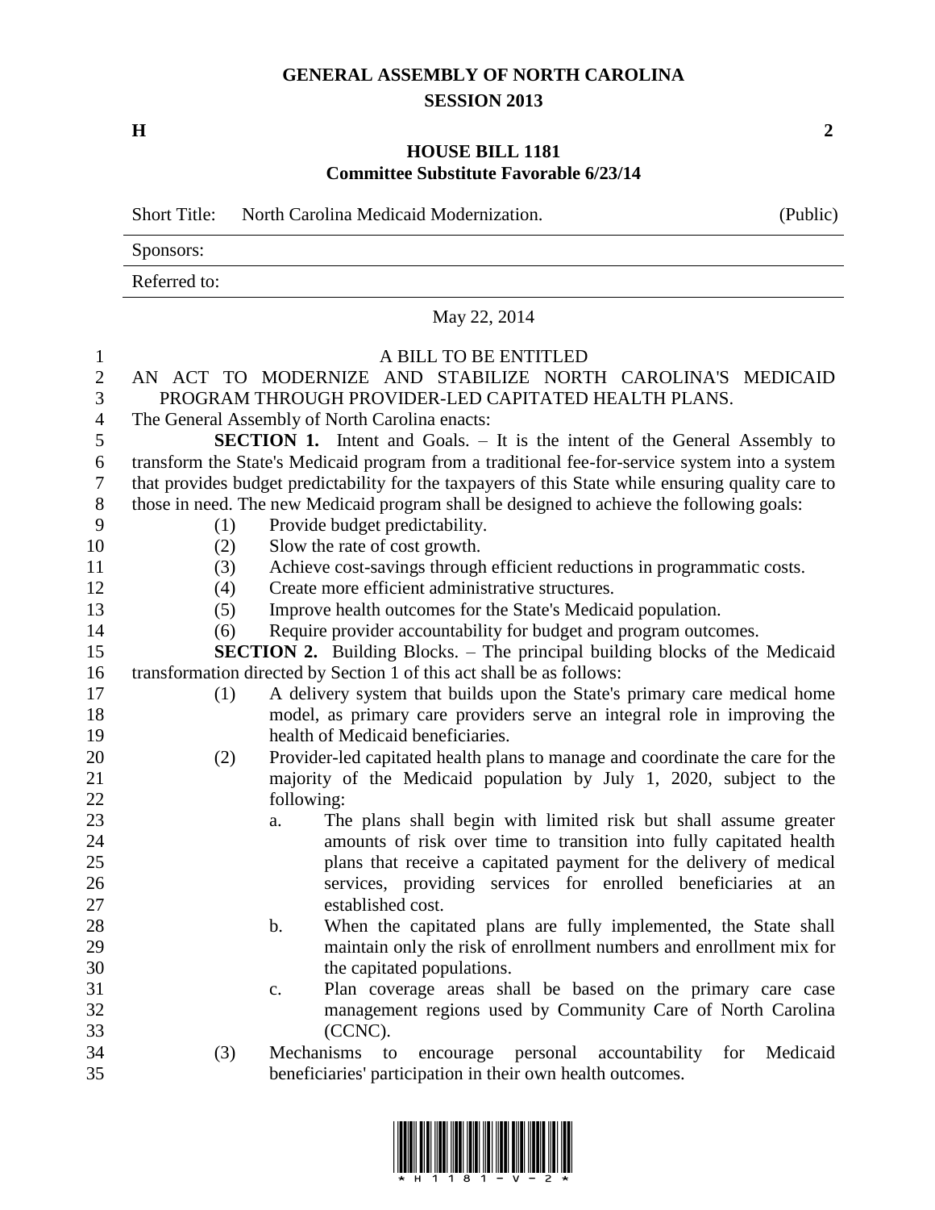# GENERAL ASSEMBLY OF NORTH CAROLINA
## SESSION 2013

**H** **2**

## HOUSE BILL 1181
### Committee Substitute Favorable 6/23/14

Short Title: North Carolina Medicaid Modernization. (Public)

Sponsors:

Referred to:

May 22, 2014

A BILL TO BE ENTITLED

AN ACT TO MODERNIZE AND STABILIZE NORTH CAROLINA'S MEDICAID PROGRAM THROUGH PROVIDER-LED CAPITATED HEALTH PLANS.

The General Assembly of North Carolina enacts:

**SECTION 1.** Intent and Goals. – It is the intent of the General Assembly to transform the State's Medicaid program from a traditional fee-for-service system into a system that provides budget predictability for the taxpayers of this State while ensuring quality care to those in need. The new Medicaid program shall be designed to achieve the following goals:

(1) Provide budget predictability.

(2) Slow the rate of cost growth.

(3) Achieve cost-savings through efficient reductions in programmatic costs.

(4) Create more efficient administrative structures.

(5) Improve health outcomes for the State's Medicaid population.

(6) Require provider accountability for budget and program outcomes.

**SECTION 2.** Building Blocks. – The principal building blocks of the Medicaid transformation directed by Section 1 of this act shall be as follows:

(1) A delivery system that builds upon the State's primary care medical home model, as primary care providers serve an integral role in improving the health of Medicaid beneficiaries.

(2) Provider-led capitated health plans to manage and coordinate the care for the majority of the Medicaid population by July 1, 2020, subject to the following:

a. The plans shall begin with limited risk but shall assume greater amounts of risk over time to transition into fully capitated health plans that receive a capitated payment for the delivery of medical services, providing services for enrolled beneficiaries at an established cost.

b. When the capitated plans are fully implemented, the State shall maintain only the risk of enrollment numbers and enrollment mix for the capitated populations.

c. Plan coverage areas shall be based on the primary care case management regions used by Community Care of North Carolina (CCNC).

(3) Mechanisms to encourage personal accountability for Medicaid beneficiaries' participation in their own health outcomes.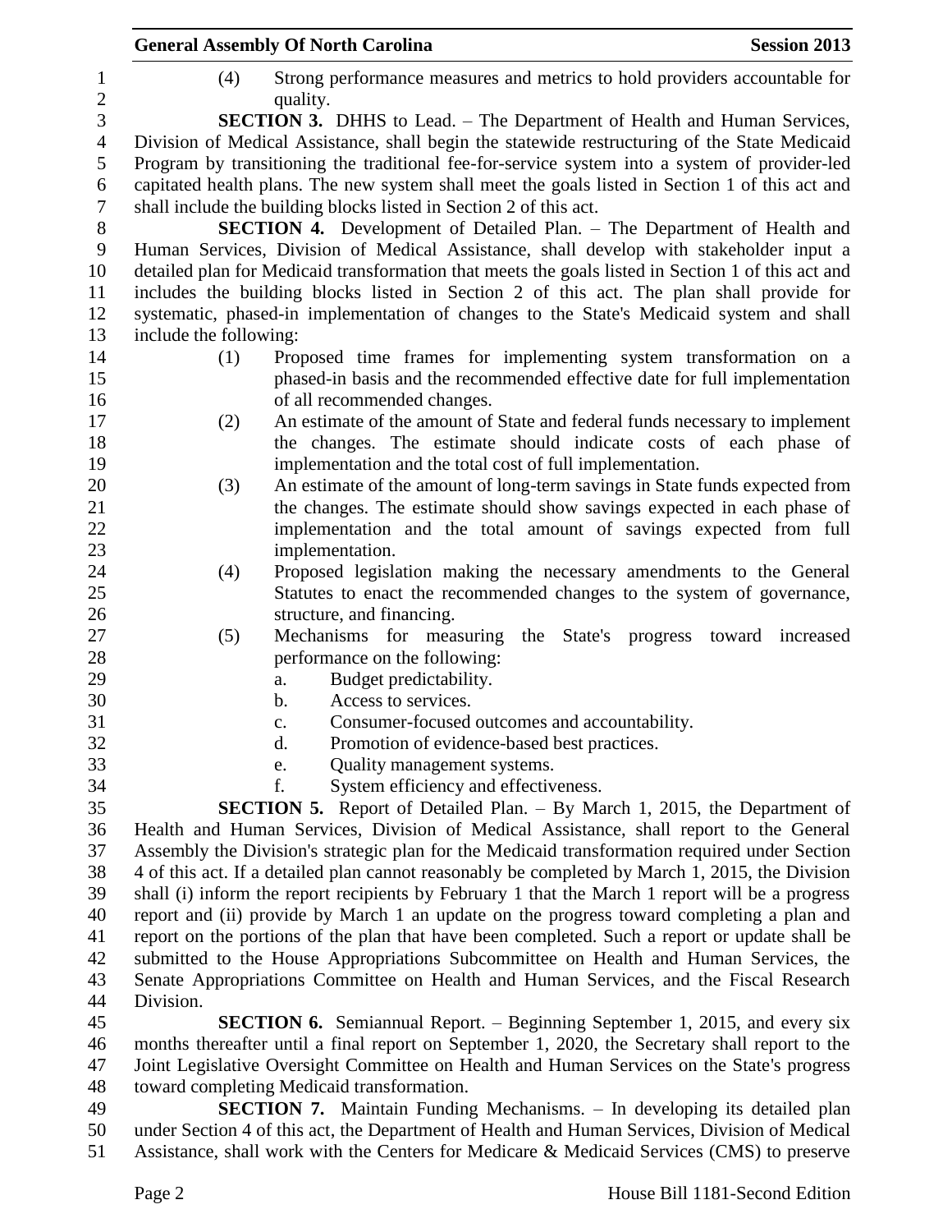(4) Strong performance measures and metrics to hold providers accountable for quality.

**SECTION 3.** DHHS to Lead. – The Department of Health and Human Services, Division of Medical Assistance, shall begin the statewide restructuring of the State Medicaid Program by transitioning the traditional fee-for-service system into a system of provider-led capitated health plans. The new system shall meet the goals listed in Section 1 of this act and shall include the building blocks listed in Section 2 of this act.

**SECTION 4.** Development of Detailed Plan. – The Department of Health and Human Services, Division of Medical Assistance, shall develop with stakeholder input a detailed plan for Medicaid transformation that meets the goals listed in Section 1 of this act and includes the building blocks listed in Section 2 of this act. The plan shall provide for systematic, phased-in implementation of changes to the State's Medicaid system and shall include the following:

(1) Proposed time frames for implementing system transformation on a phased-in basis and the recommended effective date for full implementation of all recommended changes.

(2) An estimate of the amount of State and federal funds necessary to implement the changes. The estimate should indicate costs of each phase of implementation and the total cost of full implementation.

(3) An estimate of the amount of long-term savings in State funds expected from the changes. The estimate should show savings expected in each phase of implementation and the total amount of savings expected from full implementation.

(4) Proposed legislation making the necessary amendments to the General Statutes to enact the recommended changes to the system of governance, structure, and financing.

(5) Mechanisms for measuring the State's progress toward increased performance on the following:

a. Budget predictability.
b. Access to services.
c. Consumer-focused outcomes and accountability.
d. Promotion of evidence-based best practices.
e. Quality management systems.
f. System efficiency and effectiveness.

**SECTION 5.** Report of Detailed Plan. – By March 1, 2015, the Department of Health and Human Services, Division of Medical Assistance, shall report to the General Assembly the Division's strategic plan for the Medicaid transformation required under Section 4 of this act. If a detailed plan cannot reasonably be completed by March 1, 2015, the Division shall (i) inform the report recipients by February 1 that the March 1 report will be a progress report and (ii) provide by March 1 an update on the progress toward completing a plan and report on the portions of the plan that have been completed. Such a report or update shall be submitted to the House Appropriations Subcommittee on Health and Human Services, the Senate Appropriations Committee on Health and Human Services, and the Fiscal Research Division.

**SECTION 6.** Semiannual Report. – Beginning September 1, 2015, and every six months thereafter until a final report on September 1, 2020, the Secretary shall report to the Joint Legislative Oversight Committee on Health and Human Services on the State's progress toward completing Medicaid transformation.

**SECTION 7.** Maintain Funding Mechanisms. – In developing its detailed plan under Section 4 of this act, the Department of Health and Human Services, Division of Medical Assistance, shall work with the Centers for Medicare & Medicaid Services (CMS) to preserve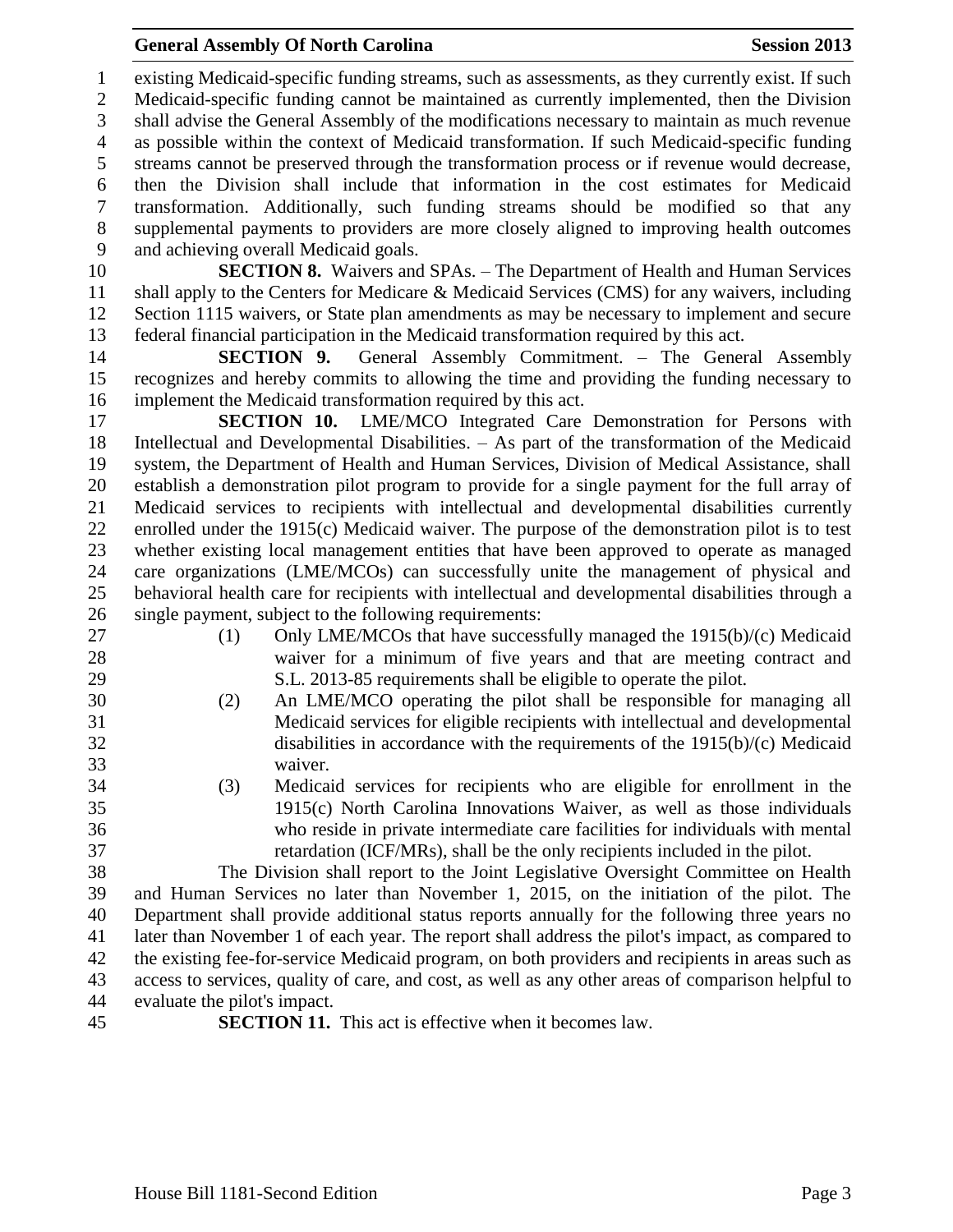existing Medicaid-specific funding streams, such as assessments, as they currently exist. If such Medicaid-specific funding cannot be maintained as currently implemented, then the Division shall advise the General Assembly of the modifications necessary to maintain as much revenue as possible within the context of Medicaid transformation. If such Medicaid-specific funding streams cannot be preserved through the transformation process or if revenue would decrease, then the Division shall include that information in the cost estimates for Medicaid transformation. Additionally, such funding streams should be modified so that any supplemental payments to providers are more closely aligned to improving health outcomes and achieving overall Medicaid goals.

**SECTION 8.** Waivers and SPAs. – The Department of Health and Human Services shall apply to the Centers for Medicare & Medicaid Services (CMS) for any waivers, including Section 1115 waivers, or State plan amendments as may be necessary to implement and secure federal financial participation in the Medicaid transformation required by this act.

**SECTION 9.** General Assembly Commitment. – The General Assembly recognizes and hereby commits to allowing the time and providing the funding necessary to implement the Medicaid transformation required by this act.

**SECTION 10.** LME/MCO Integrated Care Demonstration for Persons with Intellectual and Developmental Disabilities. – As part of the transformation of the Medicaid system, the Department of Health and Human Services, Division of Medical Assistance, shall establish a demonstration pilot program to provide for a single payment for the full array of Medicaid services to recipients with intellectual and developmental disabilities currently enrolled under the 1915(c) Medicaid waiver. The purpose of the demonstration pilot is to test whether existing local management entities that have been approved to operate as managed care organizations (LME/MCOs) can successfully unite the management of physical and behavioral health care for recipients with intellectual and developmental disabilities through a single payment, subject to the following requirements:

(1) Only LME/MCOs that have successfully managed the 1915(b)/(c) Medicaid waiver for a minimum of five years and that are meeting contract and S.L. 2013-85 requirements shall be eligible to operate the pilot.

(2) An LME/MCO operating the pilot shall be responsible for managing all Medicaid services for eligible recipients with intellectual and developmental disabilities in accordance with the requirements of the 1915(b)/(c) Medicaid waiver.

(3) Medicaid services for recipients who are eligible for enrollment in the 1915(c) North Carolina Innovations Waiver, as well as those individuals who reside in private intermediate care facilities for individuals with mental retardation (ICF/MRs), shall be the only recipients included in the pilot.

The Division shall report to the Joint Legislative Oversight Committee on Health and Human Services no later than November 1, 2015, on the initiation of the pilot. The Department shall provide additional status reports annually for the following three years no later than November 1 of each year. The report shall address the pilot's impact, as compared to the existing fee-for-service Medicaid program, on both providers and recipients in areas such as access to services, quality of care, and cost, as well as any other areas of comparison helpful to evaluate the pilot's impact.

**SECTION 11.** This act is effective when it becomes law.